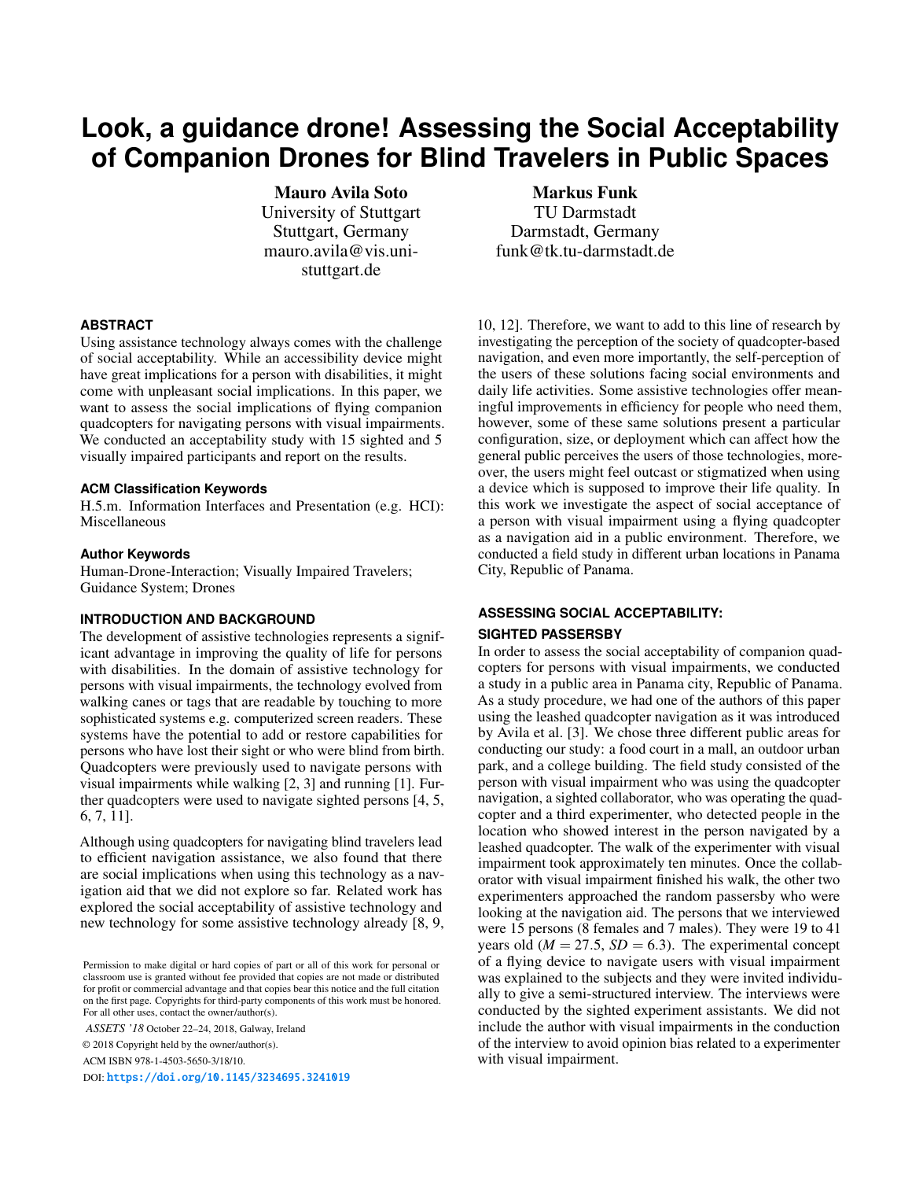# Look, a guidance drone! Assessing the Social Acceptability of Companion Drones for Blind Travelers in Public Spaces

**Mauro Avila Soto**
University of Stuttgart
Stuttgart, Germany
mauro.avila@vis.uni-stuttgart.de

**Markus Funk**
TU Darmstadt
Darmstadt, Germany
funk@tk.tu-darmstadt.de

## ABSTRACT

Using assistance technology always comes with the challenge of social acceptability. While an accessibility device might have great implications for a person with disabilities, it might come with unpleasant social implications. In this paper, we want to assess the social implications of flying companion quadcopters for navigating persons with visual impairments. We conducted an acceptability study with 15 sighted and 5 visually impaired participants and report on the results.

### ACM Classification Keywords

H.5.m. Information Interfaces and Presentation (e.g. HCI): Miscellaneous

### Author Keywords

Human-Drone-Interaction; Visually Impaired Travelers; Guidance System; Drones

## INTRODUCTION AND BACKGROUND

The development of assistive technologies represents a significant advantage in improving the quality of life for persons with disabilities. In the domain of assistive technology for persons with visual impairments, the technology evolved from walking canes or tags that are readable by touching to more sophisticated systems e.g. computerized screen readers. These systems have the potential to add or restore capabilities for persons who have lost their sight or who were blind from birth. Quadcopters were previously used to navigate persons with visual impairments while walking [2, 3] and running [1]. Further quadcopters were used to navigate sighted persons [4, 5, 6, 7, 11].

Although using quadcopters for navigating blind travelers lead to efficient navigation assistance, we also found that there are social implications when using this technology as a navigation aid that we did not explore so far. Related work has explored the social acceptability of assistive technology and new technology for some assistive technology already [8, 9, 10, 12]. Therefore, we want to add to this line of research by investigating the perception of the society of quadcopter-based navigation, and even more importantly, the self-perception of the users of these solutions facing social environments and daily life activities. Some assistive technologies offer meaningful improvements in efficiency for people who need them, however, some of these same solutions present a particular configuration, size, or deployment which can affect how the general public perceives the users of those technologies, moreover, the users might feel outcast or stigmatized when using a device which is supposed to improve their life quality. In this work we investigate the aspect of social acceptance of a person with visual impairment using a flying quadcopter as a navigation aid in a public environment. Therefore, we conducted a field study in different urban locations in Panama City, Republic of Panama.

Permission to make digital or hard copies of part or all of this work for personal or classroom use is granted without fee provided that copies are not made or distributed for profit or commercial advantage and that copies bear this notice and the full citation on the first page. Copyrights for third-party components of this work must be honored. For all other uses, contact the owner/author(s).

*ASSETS '18* October 22–24, 2018, Galway, Ireland

© 2018 Copyright held by the owner/author(s).

ACM ISBN 978-1-4503-5650-3/18/10.

DOI: https://doi.org/10.1145/3234695.3241019

## ASSESSING SOCIAL ACCEPTABILITY: SIGHTED PASSERSBY

In order to assess the social acceptability of companion quadcopters for persons with visual impairments, we conducted a study in a public area in Panama city, Republic of Panama. As a study procedure, we had one of the authors of this paper using the leashed quadcopter navigation as it was introduced by Avila et al. [3]. We chose three different public areas for conducting our study: a food court in a mall, an outdoor urban park, and a college building. The field study consisted of the person with visual impairment who was using the quadcopter navigation, a sighted collaborator, who was operating the quadcopter and a third experimenter, who detected people in the location who showed interest in the person navigated by a leashed quadcopter. The walk of the experimenter with visual impairment took approximately ten minutes. Once the collaborator with visual impairment finished his walk, the other two experimenters approached the random passersby who were looking at the navigation aid. The persons that we interviewed were 15 persons (8 females and 7 males). They were 19 to 41 years old ($M = 27.5$, $SD = 6.3$). The experimental concept of a flying device to navigate users with visual impairment was explained to the subjects and they were invited individually to give a semi-structured interview. The interviews were conducted by the sighted experiment assistants. We did not include the author with visual impairments in the conduction of the interview to avoid opinion bias related to a experimenter with visual impairment.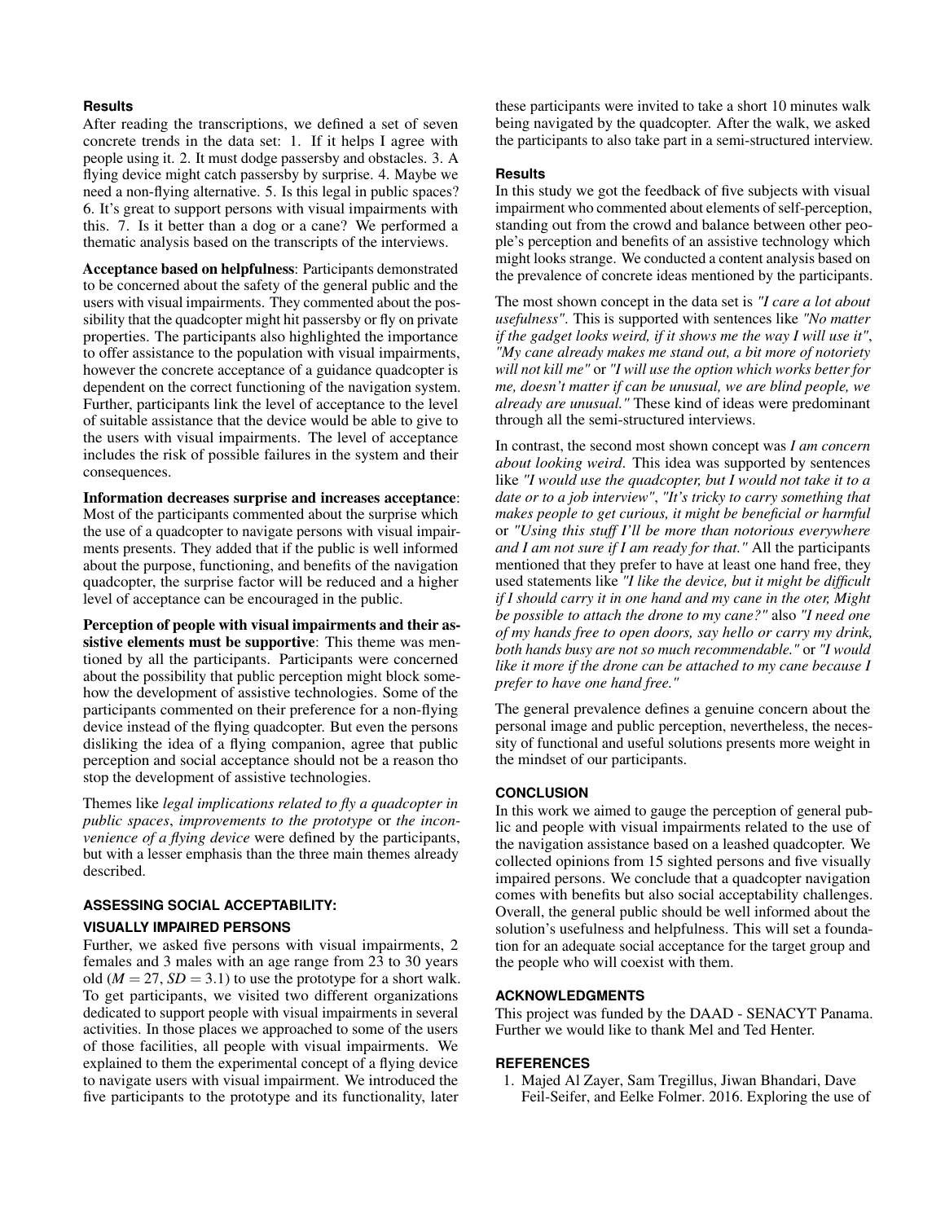### Results

After reading the transcriptions, we defined a set of seven concrete trends in the data set: 1. If it helps I agree with people using it. 2. It must dodge passersby and obstacles. 3. A flying device might catch passersby by surprise. 4. Maybe we need a non-flying alternative. 5. Is this legal in public spaces? 6. It's great to support persons with visual impairments with this. 7. Is it better than a dog or a cane? We performed a thematic analysis based on the transcripts of the interviews.

**Acceptance based on helpfulness**: Participants demonstrated to be concerned about the safety of the general public and the users with visual impairments. They commented about the possibility that the quadcopter might hit passersby or fly on private properties. The participants also highlighted the importance to offer assistance to the population with visual impairments, however the concrete acceptance of a guidance quadcopter is dependent on the correct functioning of the navigation system. Further, participants link the level of acceptance to the level of suitable assistance that the device would be able to give to the users with visual impairments. The level of acceptance includes the risk of possible failures in the system and their consequences.

**Information decreases surprise and increases acceptance**: Most of the participants commented about the surprise which the use of a quadcopter to navigate persons with visual impairments presents. They added that if the public is well informed about the purpose, functioning, and benefits of the navigation quadcopter, the surprise factor will be reduced and a higher level of acceptance can be encouraged in the public.

**Perception of people with visual impairments and their assistive elements must be supportive**: This theme was mentioned by all the participants. Participants were concerned about the possibility that public perception might block somehow the development of assistive technologies. Some of the participants commented on their preference for a non-flying device instead of the flying quadcopter. But even the persons disliking the idea of a flying companion, agree that public perception and social acceptance should not be a reason tho stop the development of assistive technologies.

Themes like *legal implications related to fly a quadcopter in public spaces*, *improvements to the prototype* or *the inconvenience of a flying device* were defined by the participants, but with a lesser emphasis than the three main themes already described.

## ASSESSING SOCIAL ACCEPTABILITY: VISUALLY IMPAIRED PERSONS

Further, we asked five persons with visual impairments, 2 females and 3 males with an age range from 23 to 30 years old ($M = 27$, $SD = 3.1$) to use the prototype for a short walk. To get participants, we visited two different organizations dedicated to support people with visual impairments in several activities. In those places we approached to some of the users of those facilities, all people with visual impairments. We explained to them the experimental concept of a flying device to navigate users with visual impairment. We introduced the five participants to the prototype and its functionality, later these participants were invited to take a short 10 minutes walk being navigated by the quadcopter. After the walk, we asked the participants to also take part in a semi-structured interview.

### Results

In this study we got the feedback of five subjects with visual impairment who commented about elements of self-perception, standing out from the crowd and balance between other people's perception and benefits of an assistive technology which might looks strange. We conducted a content analysis based on the prevalence of concrete ideas mentioned by the participants.

The most shown concept in the data set is *"I care a lot about usefulness"*. This is supported with sentences like *"No matter if the gadget looks weird, if it shows me the way I will use it"*, *"My cane already makes me stand out, a bit more of notoriety will not kill me"* or *"I will use the option which works better for me, doesn't matter if can be unusual, we are blind people, we already are unusual."* These kind of ideas were predominant through all the semi-structured interviews.

In contrast, the second most shown concept was *I am concern about looking weird*. This idea was supported by sentences like *"I would use the quadcopter, but I would not take it to a date or to a job interview"*, *"It's tricky to carry something that makes people to get curious, it might be beneficial or harmful* or *"Using this stuff I'll be more than notorious everywhere and I am not sure if I am ready for that."* All the participants mentioned that they prefer to have at least one hand free, they used statements like *"I like the device, but it might be difficult if I should carry it in one hand and my cane in the oter, Might be possible to attach the drone to my cane?"* also *"I need one of my hands free to open doors, say hello or carry my drink, both hands busy are not so much recommendable."* or *"I would like it more if the drone can be attached to my cane because I prefer to have one hand free."*

The general prevalence defines a genuine concern about the personal image and public perception, nevertheless, the necessity of functional and useful solutions presents more weight in the mindset of our participants.

## CONCLUSION

In this work we aimed to gauge the perception of general public and people with visual impairments related to the use of the navigation assistance based on a leashed quadcopter. We collected opinions from 15 sighted persons and five visually impaired persons. We conclude that a quadcopter navigation comes with benefits but also social acceptability challenges. Overall, the general public should be well informed about the solution's usefulness and helpfulness. This will set a foundation for an adequate social acceptance for the target group and the people who will coexist with them.

## ACKNOWLEDGMENTS

This project was funded by the DAAD - SENACYT Panama. Further we would like to thank Mel and Ted Henter.

## REFERENCES

1. Majed Al Zayer, Sam Tregillus, Jiwan Bhandari, Dave Feil-Seifer, and Eelke Folmer. 2016. Exploring the use of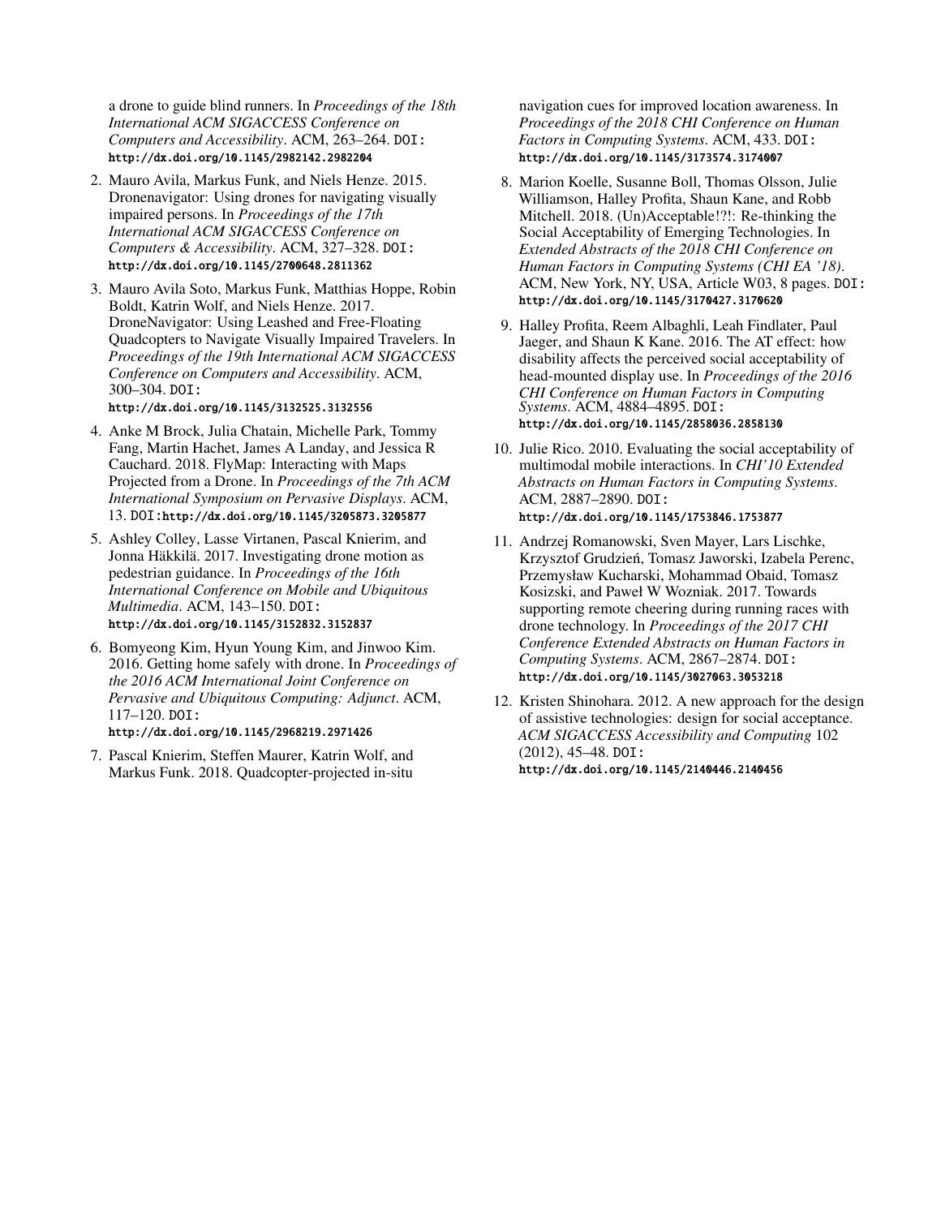a drone to guide blind runners. In *Proceedings of the 18th International ACM SIGACCESS Conference on Computers and Accessibility*. ACM, 263–264. DOI: http://dx.doi.org/10.1145/2982142.2982204

2. Mauro Avila, Markus Funk, and Niels Henze. 2015. Dronenavigator: Using drones for navigating visually impaired persons. In *Proceedings of the 17th International ACM SIGACCESS Conference on Computers & Accessibility*. ACM, 327–328. DOI: http://dx.doi.org/10.1145/2700648.2811362
3. Mauro Avila Soto, Markus Funk, Matthias Hoppe, Robin Boldt, Katrin Wolf, and Niels Henze. 2017. DroneNavigator: Using Leashed and Free-Floating Quadcopters to Navigate Visually Impaired Travelers. In *Proceedings of the 19th International ACM SIGACCESS Conference on Computers and Accessibility*. ACM, 300–304. DOI: http://dx.doi.org/10.1145/3132525.3132556
4. Anke M Brock, Julia Chatain, Michelle Park, Tommy Fang, Martin Hachet, James A Landay, and Jessica R Cauchard. 2018. FlyMap: Interacting with Maps Projected from a Drone. In *Proceedings of the 7th ACM International Symposium on Pervasive Displays*. ACM, 13. DOI:http://dx.doi.org/10.1145/3205873.3205877
5. Ashley Colley, Lasse Virtanen, Pascal Knierim, and Jonna Häkkilä. 2017. Investigating drone motion as pedestrian guidance. In *Proceedings of the 16th International Conference on Mobile and Ubiquitous Multimedia*. ACM, 143–150. DOI: http://dx.doi.org/10.1145/3152832.3152837
6. Bomyeong Kim, Hyun Young Kim, and Jinwoo Kim. 2016. Getting home safely with drone. In *Proceedings of the 2016 ACM International Joint Conference on Pervasive and Ubiquitous Computing: Adjunct*. ACM, 117–120. DOI: http://dx.doi.org/10.1145/2968219.2971426
7. Pascal Knierim, Steffen Maurer, Katrin Wolf, and Markus Funk. 2018. Quadcopter-projected in-situ navigation cues for improved location awareness. In *Proceedings of the 2018 CHI Conference on Human Factors in Computing Systems*. ACM, 433. DOI: http://dx.doi.org/10.1145/3173574.3174007
8. Marion Koelle, Susanne Boll, Thomas Olsson, Julie Williamson, Halley Profita, Shaun Kane, and Robb Mitchell. 2018. (Un)Acceptable!?!: Re-thinking the Social Acceptability of Emerging Technologies. In *Extended Abstracts of the 2018 CHI Conference on Human Factors in Computing Systems (CHI EA '18)*. ACM, New York, NY, USA, Article W03, 8 pages. DOI: http://dx.doi.org/10.1145/3170427.3170620
9. Halley Profita, Reem Albaghli, Leah Findlater, Paul Jaeger, and Shaun K Kane. 2016. The AT effect: how disability affects the perceived social acceptability of head-mounted display use. In *Proceedings of the 2016 CHI Conference on Human Factors in Computing Systems*. ACM, 4884–4895. DOI: http://dx.doi.org/10.1145/2858036.2858130
10. Julie Rico. 2010. Evaluating the social acceptability of multimodal mobile interactions. In *CHI'10 Extended Abstracts on Human Factors in Computing Systems*. ACM, 2887–2890. DOI: http://dx.doi.org/10.1145/1753846.1753877
11. Andrzej Romanowski, Sven Mayer, Lars Lischke, Krzysztof Grudzień, Tomasz Jaworski, Izabela Perenc, Przemysław Kucharski, Mohammad Obaid, Tomasz Kosizski, and Paweł W Wozniak. 2017. Towards supporting remote cheering during running races with drone technology. In *Proceedings of the 2017 CHI Conference Extended Abstracts on Human Factors in Computing Systems*. ACM, 2867–2874. DOI: http://dx.doi.org/10.1145/3027063.3053218
12. Kristen Shinohara. 2012. A new approach for the design of assistive technologies: design for social acceptance. *ACM SIGACCESS Accessibility and Computing* 102 (2012), 45–48. DOI: http://dx.doi.org/10.1145/2140446.2140456